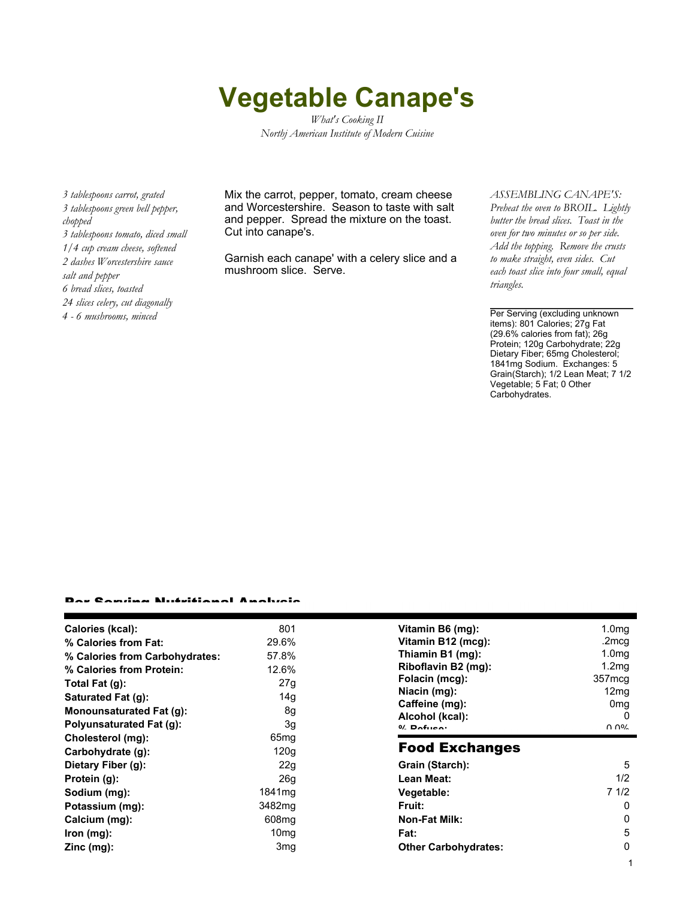# Vegetable Canape's

*What's Cooking II*
*Northj American Institute of Modern Cuisine*

*3 tablespoons carrot, grated*
*3 tablespoons green bell pepper, chopped*
*3 tablespoons tomato, diced small*
*1/4 cup cream cheese, softened*
*2 dashes Worcestershire sauce*
*salt and pepper*
*6 bread slices, toasted*
*24 slices celery, cut diagonally*
*4 - 6 mushrooms, minced*

Mix the carrot, pepper, tomato, cream cheese and Worcestershire. Season to taste with salt and pepper. Spread the mixture on the toast. Cut into canape's.

Garnish each canape' with a celery slice and a mushroom slice. Serve.

*ASSEMBLING CANAPE'S: Preheat the oven to BROIL. Lightly butter the bread slices. Toast in the oven for two minutes or so per side. Add the topping. Remove the crusts to make straight, even sides. Cut each toast slice into four small, equal triangles.*

Per Serving (excluding unknown items): 801 Calories; 27g Fat (29.6% calories from fat); 26g Protein; 120g Carbohydrate; 22g Dietary Fiber; 65mg Cholesterol; 1841mg Sodium. Exchanges: 5 Grain(Starch); 1/2 Lean Meat; 7 1/2 Vegetable; 5 Fat; 0 Other Carbohydrates.

## Per Serving Nutritional Analysis

| | |
|---|---|
| **Calories (kcal):** | 801 |
| **% Calories from Fat:** | 29.6% |
| **% Calories from Carbohydrates:** | 57.8% |
| **% Calories from Protein:** | 12.6% |
| **Total Fat (g):** | 27g |
| **Saturated Fat (g):** | 14g |
| **Monounsaturated Fat (g):** | 8g |
| **Polyunsaturated Fat (g):** | 3g |
| **Cholesterol (mg):** | 65mg |
| **Carbohydrate (g):** | 120g |
| **Dietary Fiber (g):** | 22g |
| **Protein (g):** | 26g |
| **Sodium (mg):** | 1841mg |
| **Potassium (mg):** | 3482mg |
| **Calcium (mg):** | 608mg |
| **Iron (mg):** | 10mg |
| **Zinc (mg):** | 3mg |
| **Vitamin B6 (mg):** | 1.0mg |
| **Vitamin B12 (mcg):** | .2mcg |
| **Thiamin B1 (mg):** | 1.0mg |
| **Riboflavin B2 (mg):** | 1.2mg |
| **Folacin (mcg):** | 357mcg |
| **Niacin (mg):** | 12mg |
| **Caffeine (mg):** | 0mg |
| **Alcohol (kcal):** | 0 |
| **% Refuse:** | 0.0% |

## Food Exchanges

| | |
|---|---|
| **Grain (Starch):** | 5 |
| **Lean Meat:** | 1/2 |
| **Vegetable:** | 7 1/2 |
| **Fruit:** | 0 |
| **Non-Fat Milk:** | 0 |
| **Fat:** | 5 |
| **Other Carbohydrates:** | 0 |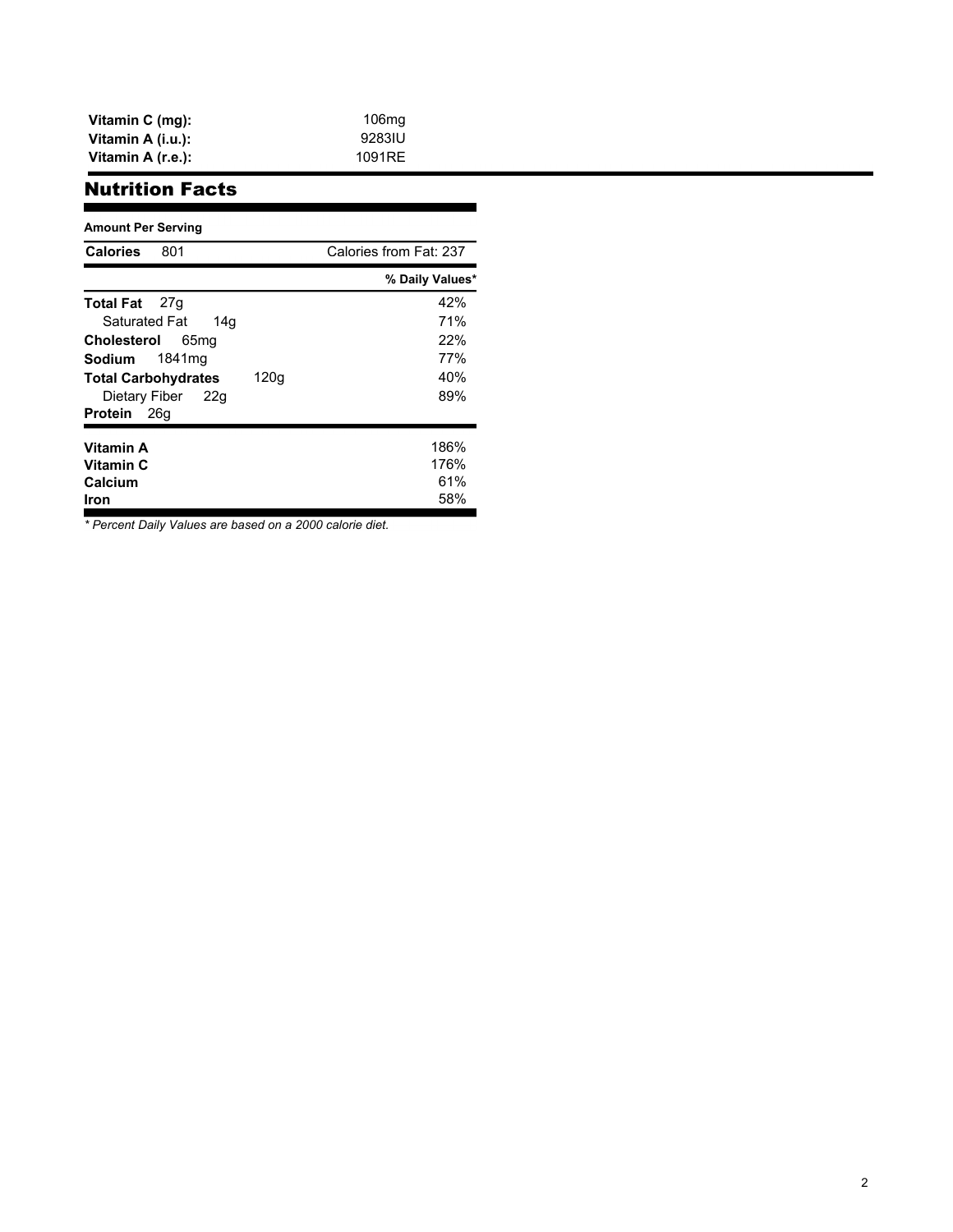| | |
|---|---|
| **Vitamin C (mg):** | 106mg |
| **Vitamin A (i.u.):** | 9283IU |
| **Vitamin A (r.e.):** | 1091RE |

## Nutrition Facts

**Amount Per Serving**

| **Calories** 801 | Calories from Fat: 237 |
|---|---|
| | **% Daily Values*** |
| **Total Fat** 27g | 42% |
| Saturated Fat 14g | 71% |
| **Cholesterol** 65mg | 22% |
| **Sodium** 1841mg | 77% |
| **Total Carbohydrates** 120g | 40% |
| Dietary Fiber 22g | 89% |
| **Protein** 26g | |
| **Vitamin A** | 186% |
| **Vitamin C** | 176% |
| **Calcium** | 61% |
| **Iron** | 58% |

*\* Percent Daily Values are based on a 2000 calorie diet.*